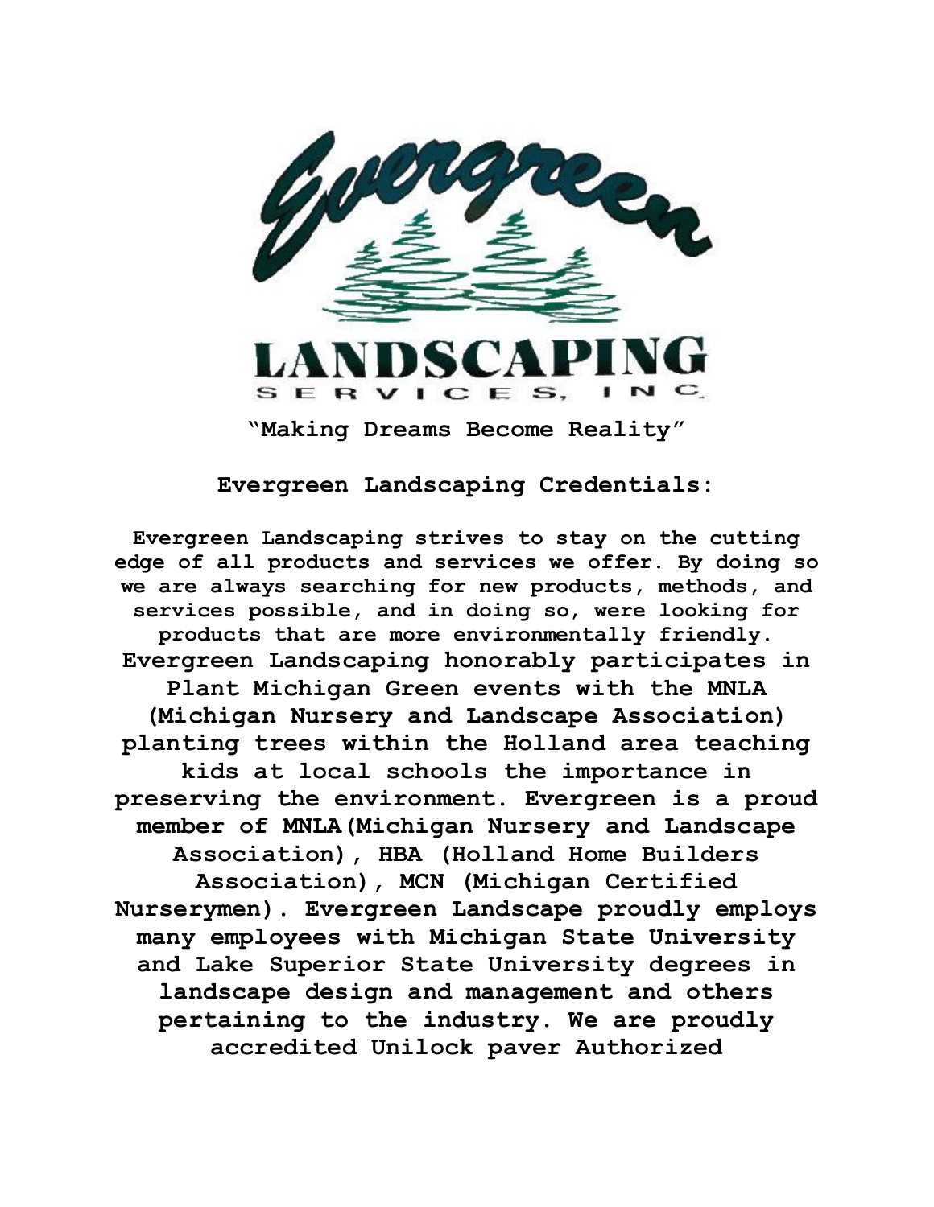Evergreen

LANDSCAPING

SERVICES, INC.

**"Making Dreams Become Reality"**

## Evergreen Landscaping Credentials:

**Evergreen Landscaping strives to stay on the cutting edge of all products and services we offer. By doing so we are always searching for new products, methods, and services possible, and in doing so, were looking for products that are more environmentally friendly. Evergreen Landscaping honorably participates in Plant Michigan Green events with the MNLA (Michigan Nursery and Landscape Association) planting trees within the Holland area teaching kids at local schools the importance in preserving the environment. Evergreen is a proud member of MNLA(Michigan Nursery and Landscape Association), HBA (Holland Home Builders Association), MCN (Michigan Certified Nurserymen). Evergreen Landscape proudly employs many employees with Michigan State University and Lake Superior State University degrees in landscape design and management and others pertaining to the industry. We are proudly accredited Unilock paver Authorized**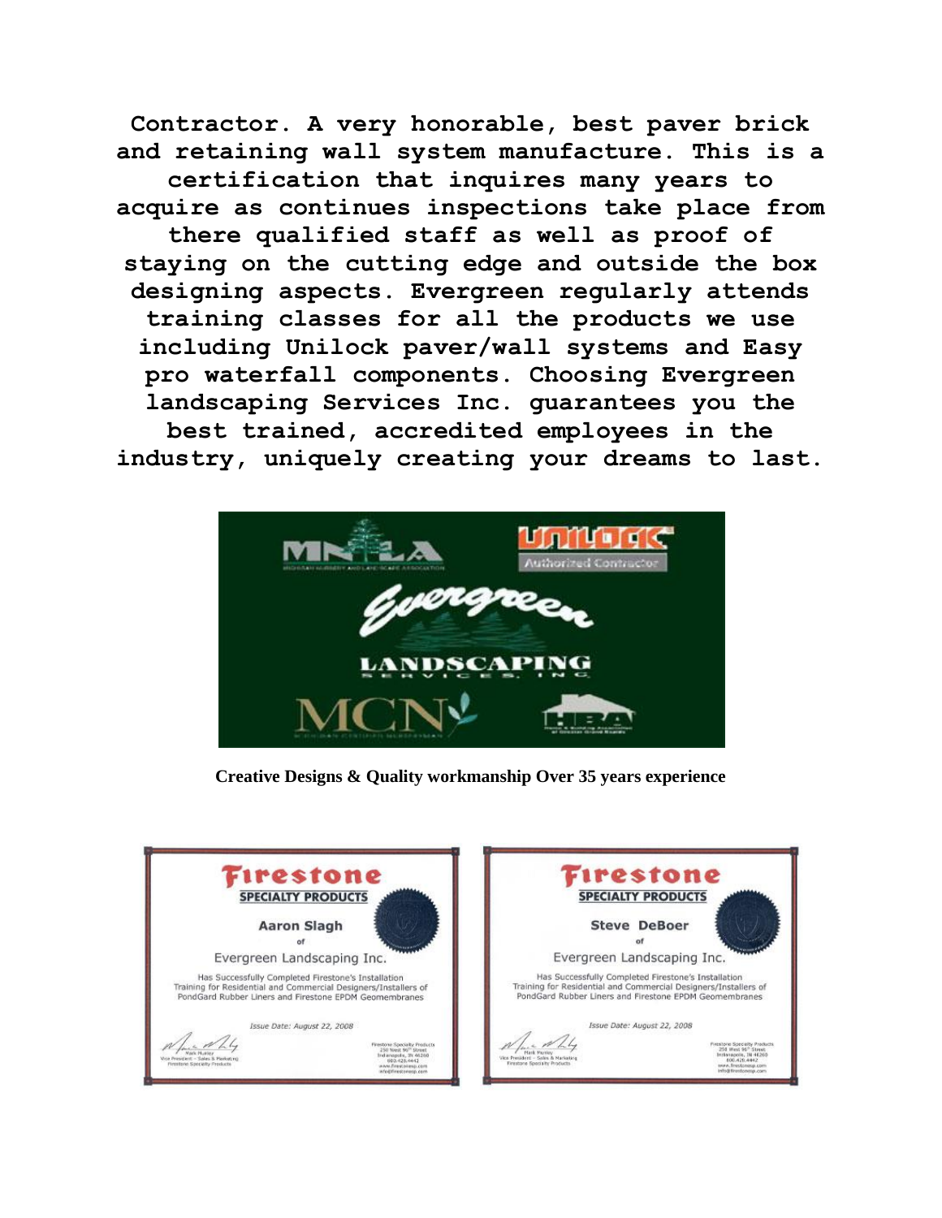**Contractor. A very honorable, best paver brick and retaining wall system manufacture. This is a certification that inquires many years to acquire as continues inspections take place from there qualified staff as well as proof of staying on the cutting edge and outside the box designing aspects. Evergreen regularly attends training classes for all the products we use including Unilock paver/wall systems and Easy pro waterfall components. Choosing Evergreen landscaping Services Inc. guarantees you the best trained, accredited employees in the industry, uniquely creating your dreams to last.**

**Creative Designs & Quality workmanship Over 35 years experience**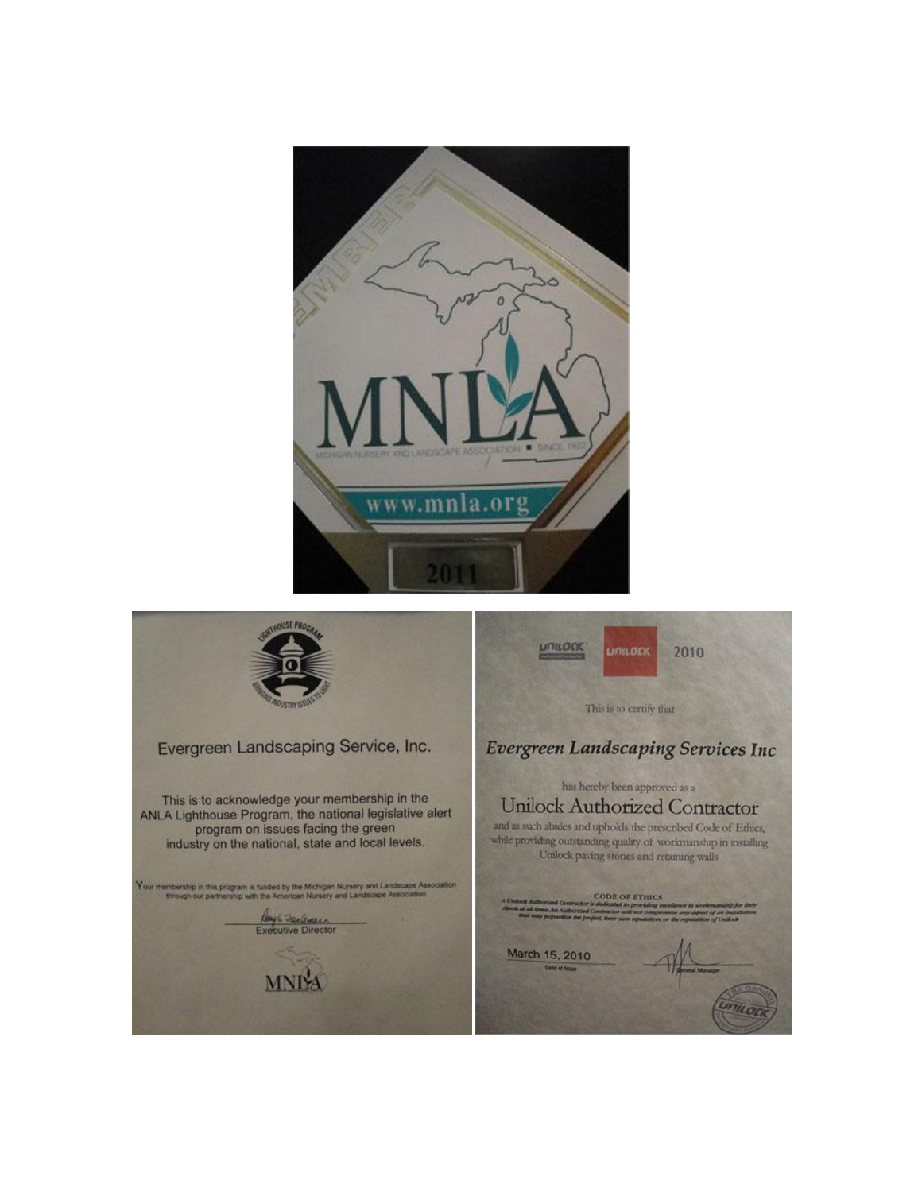MEMBER

MNLA

MICHIGAN NURSERY AND LANDSCAPE ASSOCIATION ■ SINCE 1922

www.mnla.org

2011

LIGHTHOUSE PROGRAM

BRINGING INDUSTRY ISSUES TO LIGHT

Evergreen Landscaping Service, Inc.

This is to acknowledge your membership in the ANLA Lighthouse Program, the national legislative alert program on issues facing the green industry on the national, state and local levels.

Your membership in this program is funded by the Michigan Nursery and Landscape Association through our partnership with the American Nursery and Landscape Association

Executive Director

MNLA

UNILOCK UNILOCK 2010

This is to certify that

*Evergreen Landscaping Services Inc*

has hereby been approved as a

Unilock Authorized Contractor

and as such abides and upholds the prescribed Code of Ethics, while providing outstanding quality of workmanship in installing Unilock paving stones and retaining walls

CODE OF ETHICS

*A Unilock Authorized Contractor is dedicated to providing excellence in workmanship for their clients at all times. An Authorized Contractor will not compromise any aspect of an installation that may jeopardize the project, their own reputation, or the reputation of Unilock*

March 15, 2010

Date of Issue

General Manager

THE ORIGINAL UNILOCK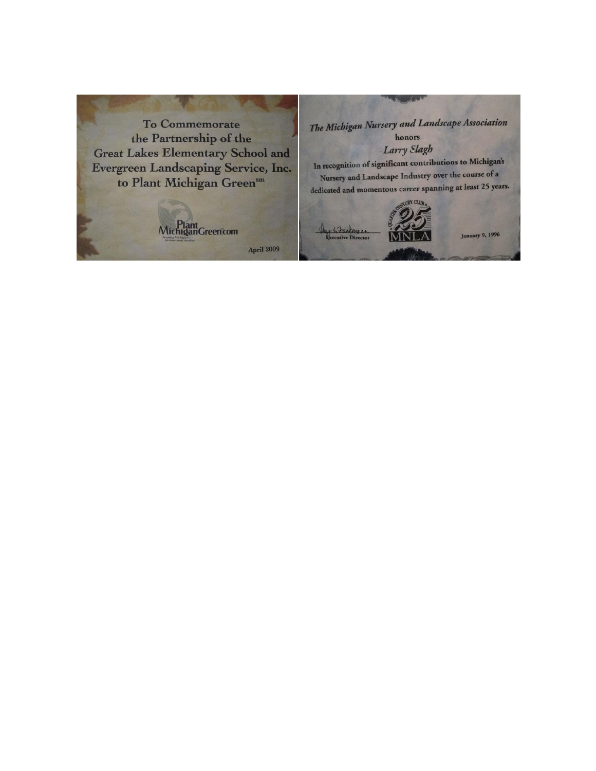To Commemorate
the Partnership of the
Great Lakes Elementary School and
Evergreen Landscaping Service, Inc.
to Plant Michigan Green[sm]

PlantMichiganGreen.com
Keeping Michigan's Environment Healthy

April 2009

*The Michigan Nursery and Landscape Association*
honors
*Larry Slagh*
In recognition of significant contributions to Michigan's Nursery and Landscape Industry over the course of a dedicated and momentous career spanning at least 25 years.

Executive Director

Quarter Century Club 25 MNLA

January 9, 1996